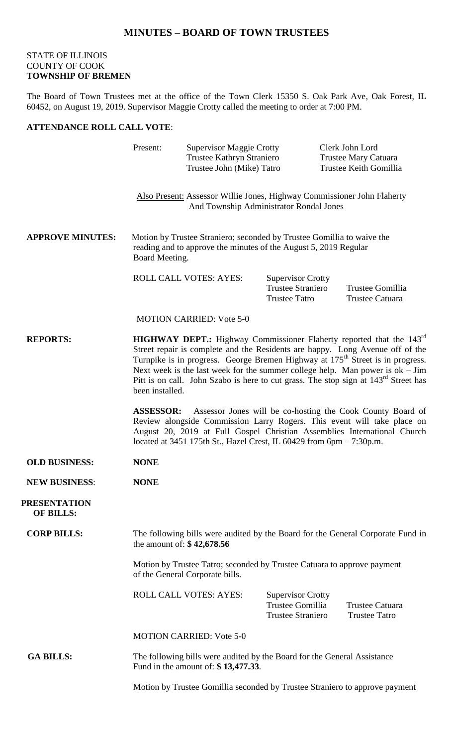# MINUTES – BOARD OF TOWN TRUSTEES

STATE OF ILLINOIS
COUNTY OF COOK
**TOWNSHIP OF BREMEN**

The Board of Town Trustees met at the office of the Town Clerk 15350 S. Oak Park Ave, Oak Forest, IL 60452, on August 19, 2019. Supervisor Maggie Crotty called the meeting to order at 7:00 PM.

**ATTENDANCE ROLL CALL VOTE**:

Present: Supervisor Maggie Crotty — Clerk John Lord
Trustee Kathryn Straniero — Trustee Mary Catuara
Trustee John (Mike) Tatro — Trustee Keith Gomillia

Also Present: Assessor Willie Jones, Highway Commissioner John Flaherty And Township Administrator Rondal Jones

**APPROVE MINUTES:** Motion by Trustee Straniero; seconded by Trustee Gomillia to waive the reading and to approve the minutes of the August 5, 2019 Regular Board Meeting.

ROLL CALL VOTES: AYES: Supervisor Crotty, Trustee Straniero, Trustee Gomillia, Trustee Tatro, Trustee Catuara

MOTION CARRIED: Vote 5-0

**REPORTS:** **HIGHWAY DEPT.:** Highway Commissioner Flaherty reported that the 143rd Street repair is complete and the Residents are happy. Long Avenue off of the Turnpike is in progress. George Bremen Highway at 175th Street is in progress. Next week is the last week for the summer college help. Man power is ok – Jim Pitt is on call. John Szabo is here to cut grass. The stop sign at 143rd Street has been installed.

**ASSESSOR:** Assessor Jones will be co-hosting the Cook County Board of Review alongside Commission Larry Rogers. This event will take place on August 20, 2019 at Full Gospel Christian Assemblies International Church located at 3451 175th St., Hazel Crest, IL 60429 from 6pm – 7:30p.m.

**OLD BUSINESS:** **NONE**

**NEW BUSINESS**: **NONE**

**PRESENTATION OF BILLS:**

**CORP BILLS:** The following bills were audited by the Board for the General Corporate Fund in the amount of: **$ 42,678.56**

Motion by Trustee Tatro; seconded by Trustee Catuara to approve payment of the General Corporate bills.

ROLL CALL VOTES: AYES: Supervisor Crotty, Trustee Gomillia, Trustee Catuara, Trustee Straniero, Trustee Tatro

MOTION CARRIED: Vote 5-0

**GA BILLS:** The following bills were audited by the Board for the General Assistance Fund in the amount of: **$ 13,477.33**.

Motion by Trustee Gomillia seconded by Trustee Straniero to approve payment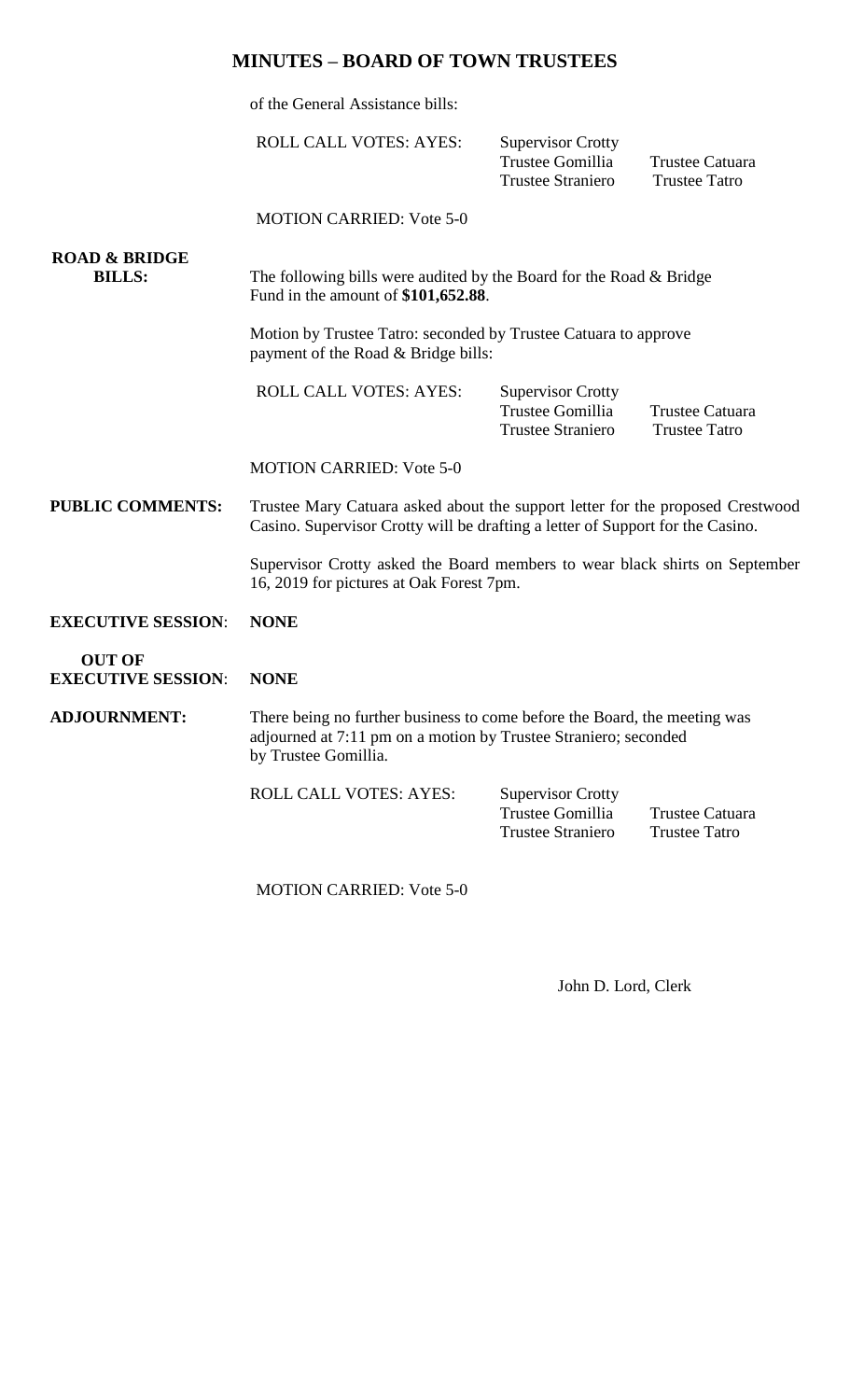## MINUTES – BOARD OF TOWN TRUSTEES

of the General Assistance bills:

| | | |
|---|---|---|
| ROLL CALL VOTES: AYES: | Supervisor Crotty | |
| | Trustee Gomillia | Trustee Catuara |
| | Trustee Straniero | Trustee Tatro |

MOTION CARRIED: Vote 5-0

**ROAD & BRIDGE BILLS:** The following bills were audited by the Board for the Road & Bridge Fund in the amount of **$101,652.88**.

Motion by Trustee Tatro: seconded by Trustee Catuara to approve payment of the Road & Bridge bills:

| | | |
|---|---|---|
| ROLL CALL VOTES: AYES: | Supervisor Crotty | |
| | Trustee Gomillia | Trustee Catuara |
| | Trustee Straniero | Trustee Tatro |

MOTION CARRIED: Vote 5-0

**PUBLIC COMMENTS:** Trustee Mary Catuara asked about the support letter for the proposed Crestwood Casino. Supervisor Crotty will be drafting a letter of Support for the Casino.

Supervisor Crotty asked the Board members to wear black shirts on September 16, 2019 for pictures at Oak Forest 7pm.

**EXECUTIVE SESSION**: **NONE**

**OUT OF EXECUTIVE SESSION**: **NONE**

**ADJOURNMENT:** There being no further business to come before the Board, the meeting was adjourned at 7:11 pm on a motion by Trustee Straniero; seconded by Trustee Gomillia.

| | | |
|---|---|---|
| ROLL CALL VOTES: AYES: | Supervisor Crotty | |
| | Trustee Gomillia | Trustee Catuara |
| | Trustee Straniero | Trustee Tatro |

MOTION CARRIED: Vote 5-0

John D. Lord, Clerk